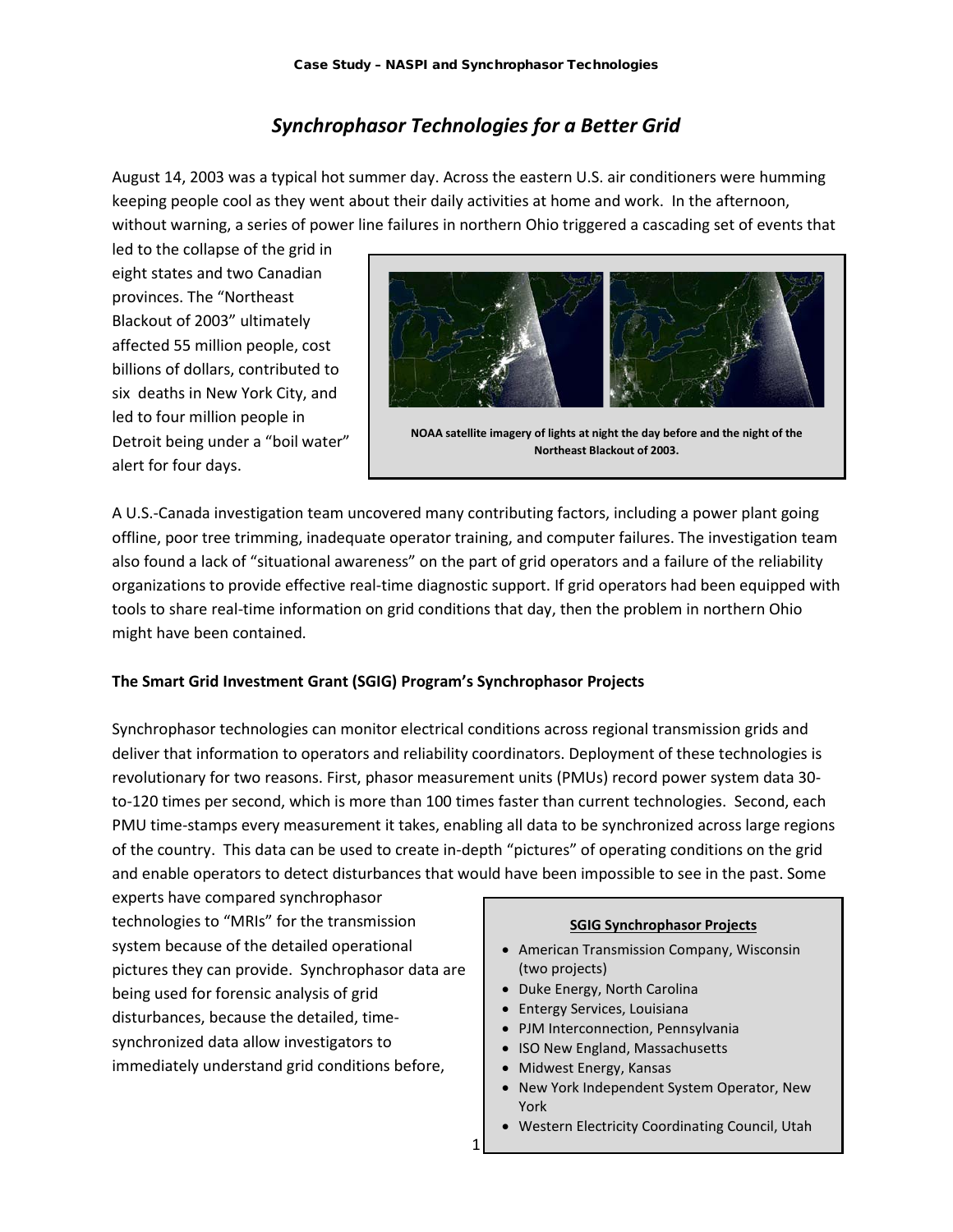# *Synchrophasor Technologies for a Better Grid*

August 14, 2003 was a typical hot summer day. Across the eastern U.S. air conditioners were humming keeping people cool as they went about their daily activities at home and work. In the afternoon, without warning, a series of power line failures in northern Ohio triggered a cascading set of events that led to the collapse of the grid in eight states and two Canadian provinces. The "Northeast Blackout of 2003" ultimately affected 55 million people, cost billions of dollars, contributed to six deaths in New York City, and led to four million people in Detroit being under a "boil water" alert for four days.

**NOAA satellite imagery of lights at night the day before and the night of the Northeast Blackout of 2003.**

A U.S.-Canada investigation team uncovered many contributing factors, including a power plant going offline, poor tree trimming, inadequate operator training, and computer failures. The investigation team also found a lack of "situational awareness" on the part of grid operators and a failure of the reliability organizations to provide effective real-time diagnostic support. If grid operators had been equipped with tools to share real-time information on grid conditions that day, then the problem in northern Ohio might have been contained.

## The Smart Grid Investment Grant (SGIG) Program's Synchrophasor Projects

Synchrophasor technologies can monitor electrical conditions across regional transmission grids and deliver that information to operators and reliability coordinators. Deployment of these technologies is revolutionary for two reasons. First, phasor measurement units (PMUs) record power system data 30-to-120 times per second, which is more than 100 times faster than current technologies. Second, each PMU time-stamps every measurement it takes, enabling all data to be synchronized across large regions of the country. This data can be used to create in-depth "pictures" of operating conditions on the grid and enable operators to detect disturbances that would have been impossible to see in the past. Some experts have compared synchrophasor technologies to "MRIs" for the transmission system because of the detailed operational pictures they can provide. Synchrophasor data are being used for forensic analysis of grid disturbances, because the detailed, time-synchronized data allow investigators to immediately understand grid conditions before,

**SGIG Synchrophasor Projects**

- American Transmission Company, Wisconsin (two projects)
- Duke Energy, North Carolina
- Entergy Services, Louisiana
- PJM Interconnection, Pennsylvania
- ISO New England, Massachusetts
- Midwest Energy, Kansas
- New York Independent System Operator, New York
- Western Electricity Coordinating Council, Utah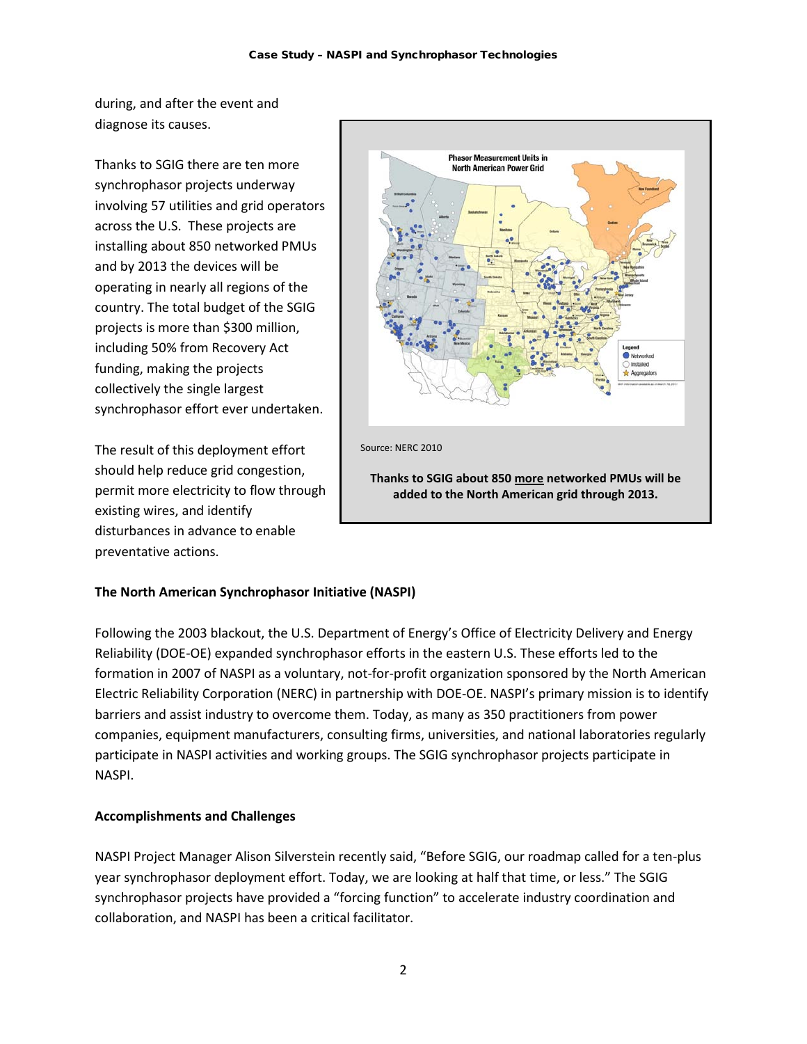during, and after the event and diagnose its causes.

Thanks to SGIG there are ten more synchrophasor projects underway involving 57 utilities and grid operators across the U.S. These projects are installing about 850 networked PMUs and by 2013 the devices will be operating in nearly all regions of the country. The total budget of the SGIG projects is more than $300 million, including 50% from Recovery Act funding, making the projects collectively the single largest synchrophasor effort ever undertaken.

The result of this deployment effort should help reduce grid congestion, permit more electricity to flow through existing wires, and identify disturbances in advance to enable preventative actions.

Source: NERC 2010

**Thanks to SGIG about 850 more networked PMUs will be added to the North American grid through 2013.**

**The North American Synchrophasor Initiative (NASPI)**

Following the 2003 blackout, the U.S. Department of Energy's Office of Electricity Delivery and Energy Reliability (DOE-OE) expanded synchrophasor efforts in the eastern U.S. These efforts led to the formation in 2007 of NASPI as a voluntary, not-for-profit organization sponsored by the North American Electric Reliability Corporation (NERC) in partnership with DOE-OE. NASPI's primary mission is to identify barriers and assist industry to overcome them. Today, as many as 350 practitioners from power companies, equipment manufacturers, consulting firms, universities, and national laboratories regularly participate in NASPI activities and working groups. The SGIG synchrophasor projects participate in NASPI.

**Accomplishments and Challenges**

NASPI Project Manager Alison Silverstein recently said, "Before SGIG, our roadmap called for a ten-plus year synchrophasor deployment effort. Today, we are looking at half that time, or less." The SGIG synchrophasor projects have provided a "forcing function" to accelerate industry coordination and collaboration, and NASPI has been a critical facilitator.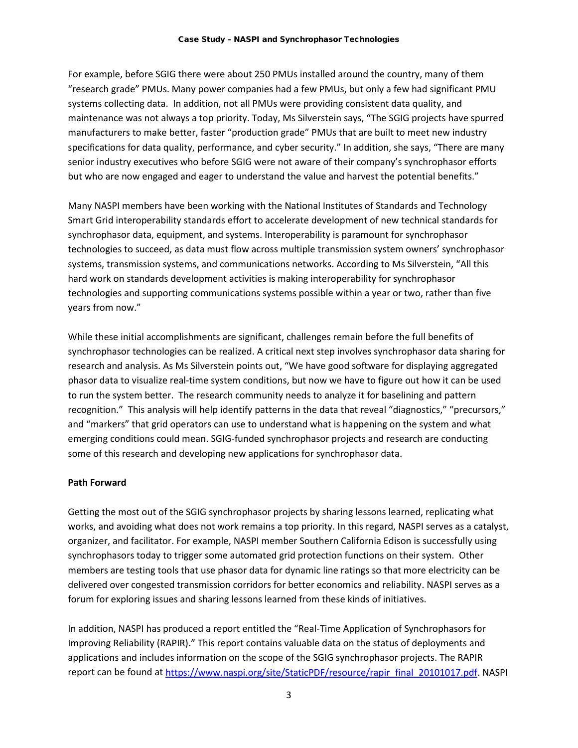For example, before SGIG there were about 250 PMUs installed around the country, many of them "research grade" PMUs. Many power companies had a few PMUs, but only a few had significant PMU systems collecting data. In addition, not all PMUs were providing consistent data quality, and maintenance was not always a top priority. Today, Ms Silverstein says, "The SGIG projects have spurred manufacturers to make better, faster "production grade" PMUs that are built to meet new industry specifications for data quality, performance, and cyber security." In addition, she says, "There are many senior industry executives who before SGIG were not aware of their company's synchrophasor efforts but who are now engaged and eager to understand the value and harvest the potential benefits."

Many NASPI members have been working with the National Institutes of Standards and Technology Smart Grid interoperability standards effort to accelerate development of new technical standards for synchrophasor data, equipment, and systems. Interoperability is paramount for synchrophasor technologies to succeed, as data must flow across multiple transmission system owners' synchrophasor systems, transmission systems, and communications networks. According to Ms Silverstein, "All this hard work on standards development activities is making interoperability for synchrophasor technologies and supporting communications systems possible within a year or two, rather than five years from now."

While these initial accomplishments are significant, challenges remain before the full benefits of synchrophasor technologies can be realized. A critical next step involves synchrophasor data sharing for research and analysis. As Ms Silverstein points out, "We have good software for displaying aggregated phasor data to visualize real-time system conditions, but now we have to figure out how it can be used to run the system better. The research community needs to analyze it for baselining and pattern recognition." This analysis will help identify patterns in the data that reveal "diagnostics," "precursors," and "markers" that grid operators can use to understand what is happening on the system and what emerging conditions could mean. SGIG-funded synchrophasor projects and research are conducting some of this research and developing new applications for synchrophasor data.

**Path Forward**

Getting the most out of the SGIG synchrophasor projects by sharing lessons learned, replicating what works, and avoiding what does not work remains a top priority. In this regard, NASPI serves as a catalyst, organizer, and facilitator. For example, NASPI member Southern California Edison is successfully using synchrophasors today to trigger some automated grid protection functions on their system. Other members are testing tools that use phasor data for dynamic line ratings so that more electricity can be delivered over congested transmission corridors for better economics and reliability. NASPI serves as a forum for exploring issues and sharing lessons learned from these kinds of initiatives.

In addition, NASPI has produced a report entitled the "Real-Time Application of Synchrophasors for Improving Reliability (RAPIR)." This report contains valuable data on the status of deployments and applications and includes information on the scope of the SGIG synchrophasor projects. The RAPIR report can be found at https://www.naspi.org/site/StaticPDF/resource/rapir_final_20101017.pdf. NASPI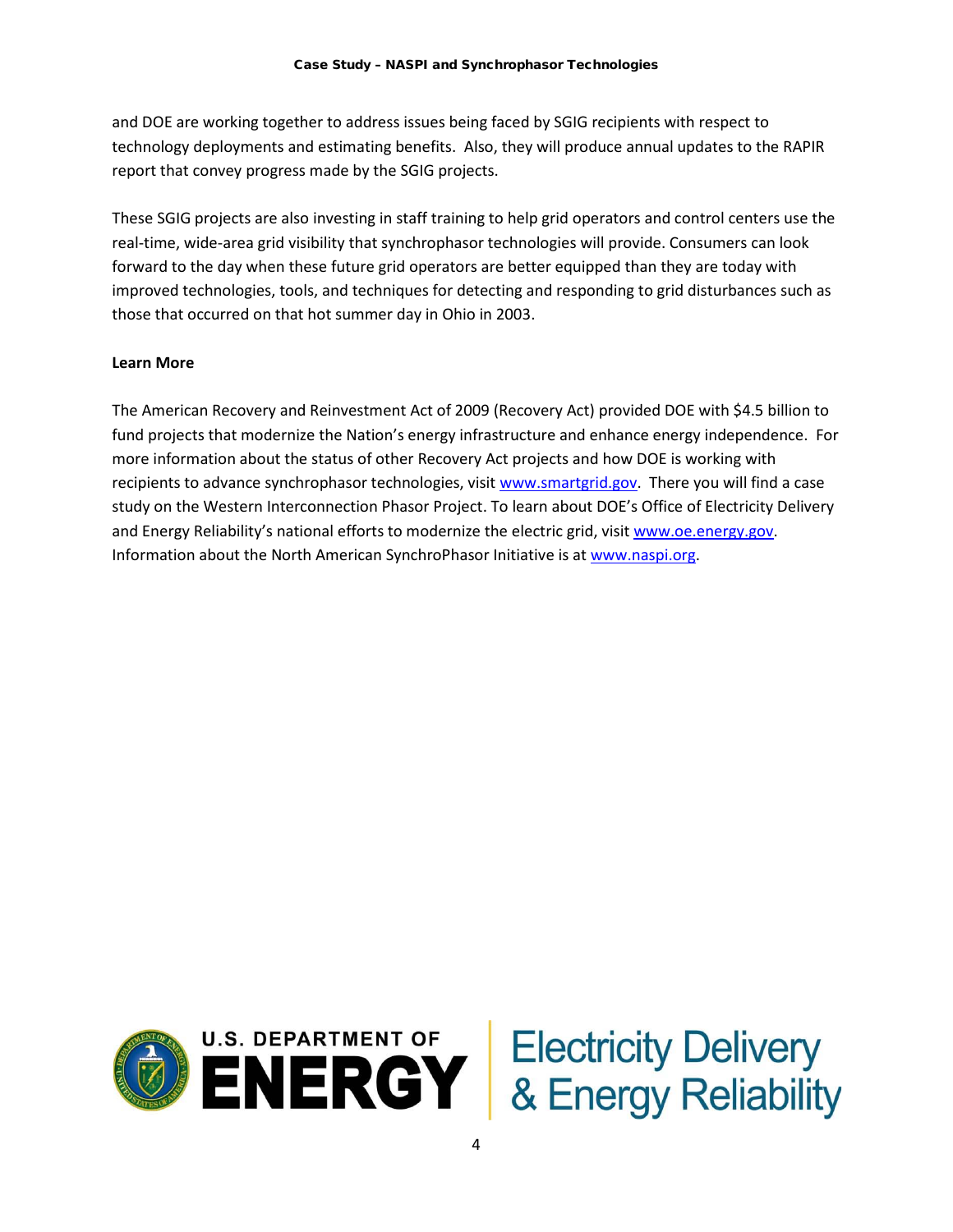and DOE are working together to address issues being faced by SGIG recipients with respect to technology deployments and estimating benefits. Also, they will produce annual updates to the RAPIR report that convey progress made by the SGIG projects.

These SGIG projects are also investing in staff training to help grid operators and control centers use the real-time, wide-area grid visibility that synchrophasor technologies will provide. Consumers can look forward to the day when these future grid operators are better equipped than they are today with improved technologies, tools, and techniques for detecting and responding to grid disturbances such as those that occurred on that hot summer day in Ohio in 2003.

**Learn More**

The American Recovery and Reinvestment Act of 2009 (Recovery Act) provided DOE with $4.5 billion to fund projects that modernize the Nation's energy infrastructure and enhance energy independence. For more information about the status of other Recovery Act projects and how DOE is working with recipients to advance synchrophasor technologies, visit www.smartgrid.gov. There you will find a case study on the Western Interconnection Phasor Project. To learn about DOE's Office of Electricity Delivery and Energy Reliability's national efforts to modernize the electric grid, visit www.oe.energy.gov. Information about the North American SynchroPhasor Initiative is at www.naspi.org.

U.S. DEPARTMENT OF ENERGY | Electricity Delivery & Energy Reliability